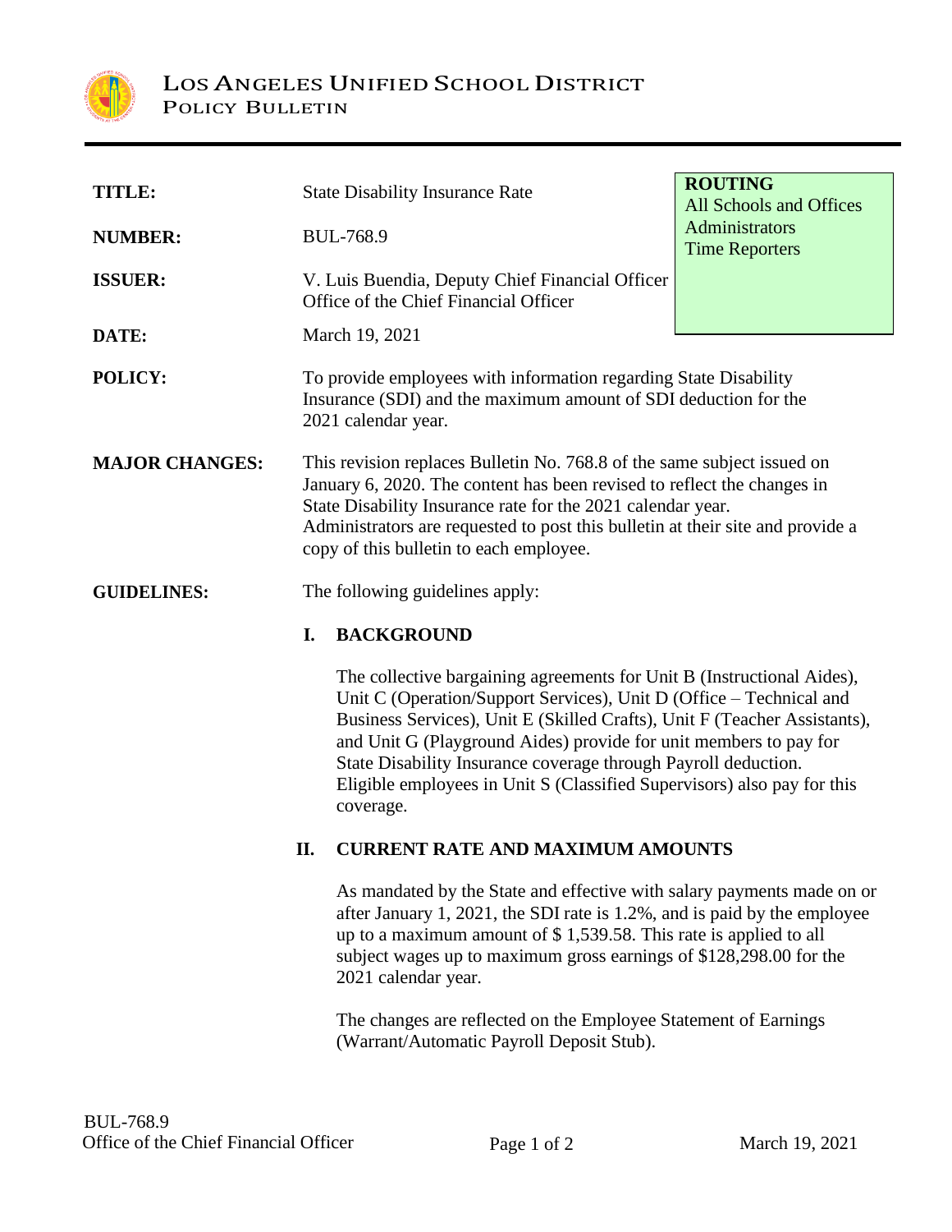# LOS ANGELES UNIFIED SCHOOL DISTRICT
## POLICY BULLETIN

| | | |
|---|---|---|
| **TITLE:** | State Disability Insurance Rate | **ROUTING**<br>All Schools and Offices<br>Administrators<br>Time Reporters |
| **NUMBER:** | BUL-768.9 | |
| **ISSUER:** | V. Luis Buendia, Deputy Chief Financial Officer<br>Office of the Chief Financial Officer | |
| **DATE:** | March 19, 2021 | |

**POLICY:** To provide employees with information regarding State Disability Insurance (SDI) and the maximum amount of SDI deduction for the 2021 calendar year.

**MAJOR CHANGES:** This revision replaces Bulletin No. 768.8 of the same subject issued on January 6, 2020. The content has been revised to reflect the changes in State Disability Insurance rate for the 2021 calendar year. Administrators are requested to post this bulletin at their site and provide a copy of this bulletin to each employee.

**GUIDELINES:** The following guidelines apply:

### I. BACKGROUND

The collective bargaining agreements for Unit B (Instructional Aides), Unit C (Operation/Support Services), Unit D (Office – Technical and Business Services), Unit E (Skilled Crafts), Unit F (Teacher Assistants), and Unit G (Playground Aides) provide for unit members to pay for State Disability Insurance coverage through Payroll deduction. Eligible employees in Unit S (Classified Supervisors) also pay for this coverage.

### II. CURRENT RATE AND MAXIMUM AMOUNTS

As mandated by the State and effective with salary payments made on or after January 1, 2021, the SDI rate is 1.2%, and is paid by the employee up to a maximum amount of $ 1,539.58. This rate is applied to all subject wages up to maximum gross earnings of $128,298.00 for the 2021 calendar year.

The changes are reflected on the Employee Statement of Earnings (Warrant/Automatic Payroll Deposit Stub).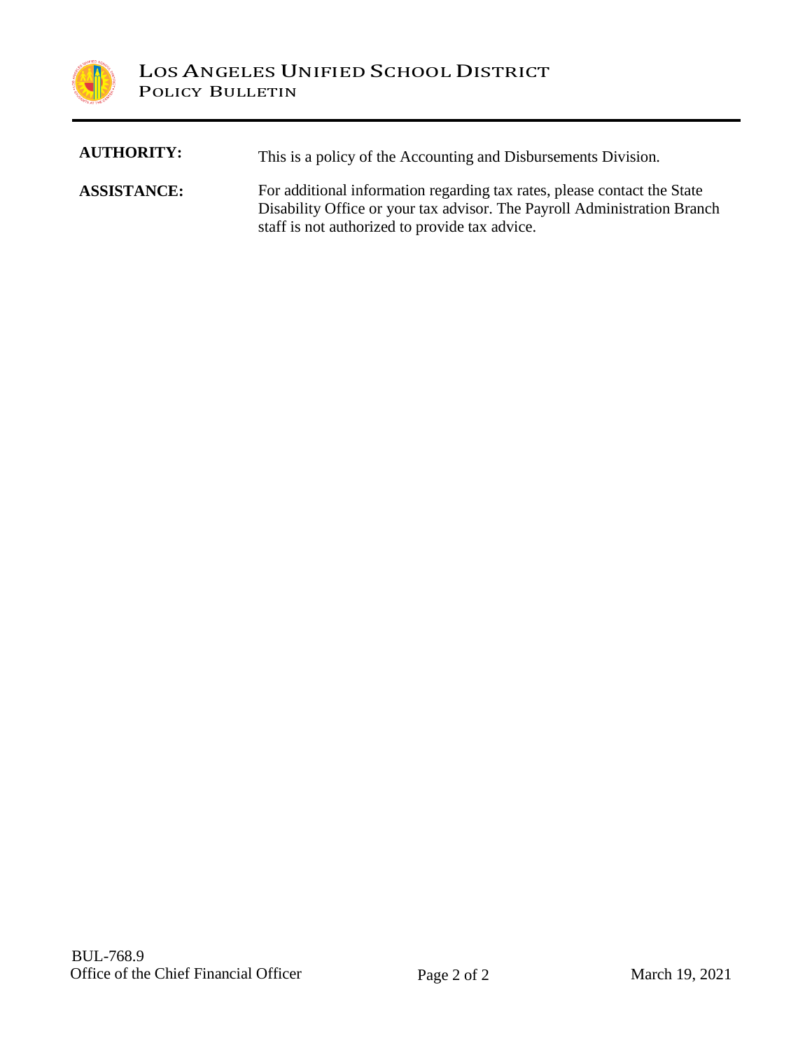**AUTHORITY:** This is a policy of the Accounting and Disbursements Division.

**ASSISTANCE:** For additional information regarding tax rates, please contact the State Disability Office or your tax advisor. The Payroll Administration Branch staff is not authorized to provide tax advice.